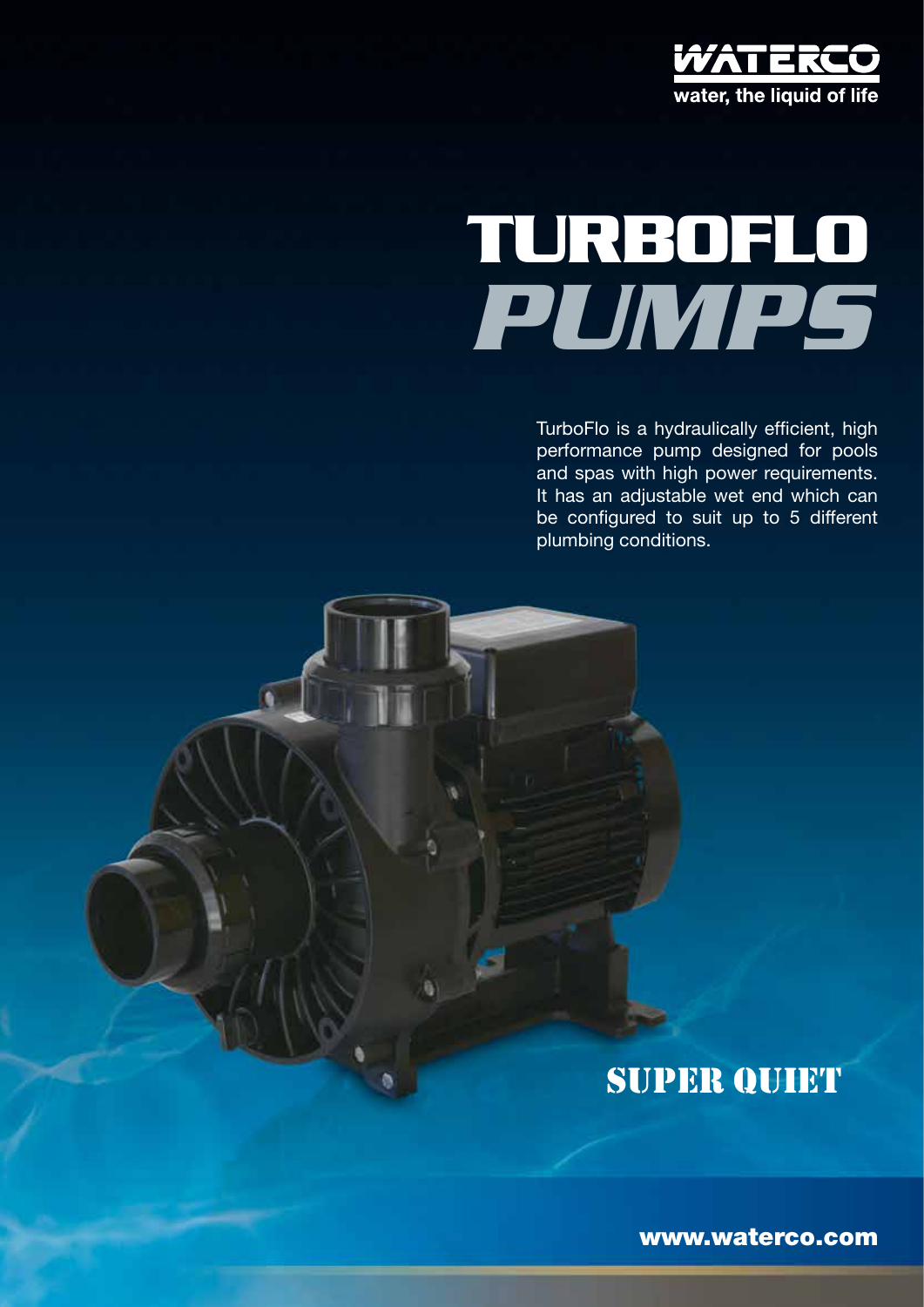WATERCO
water, the liquid of life

# TURBOFLO *PUMPS*

TurboFlo is a hydraulically efficient, high performance pump designed for pools and spas with high power requirements. It has an adjustable wet end which can be configured to suit up to 5 different plumbing conditions.

## SUPER QUIET

**www.waterco.com**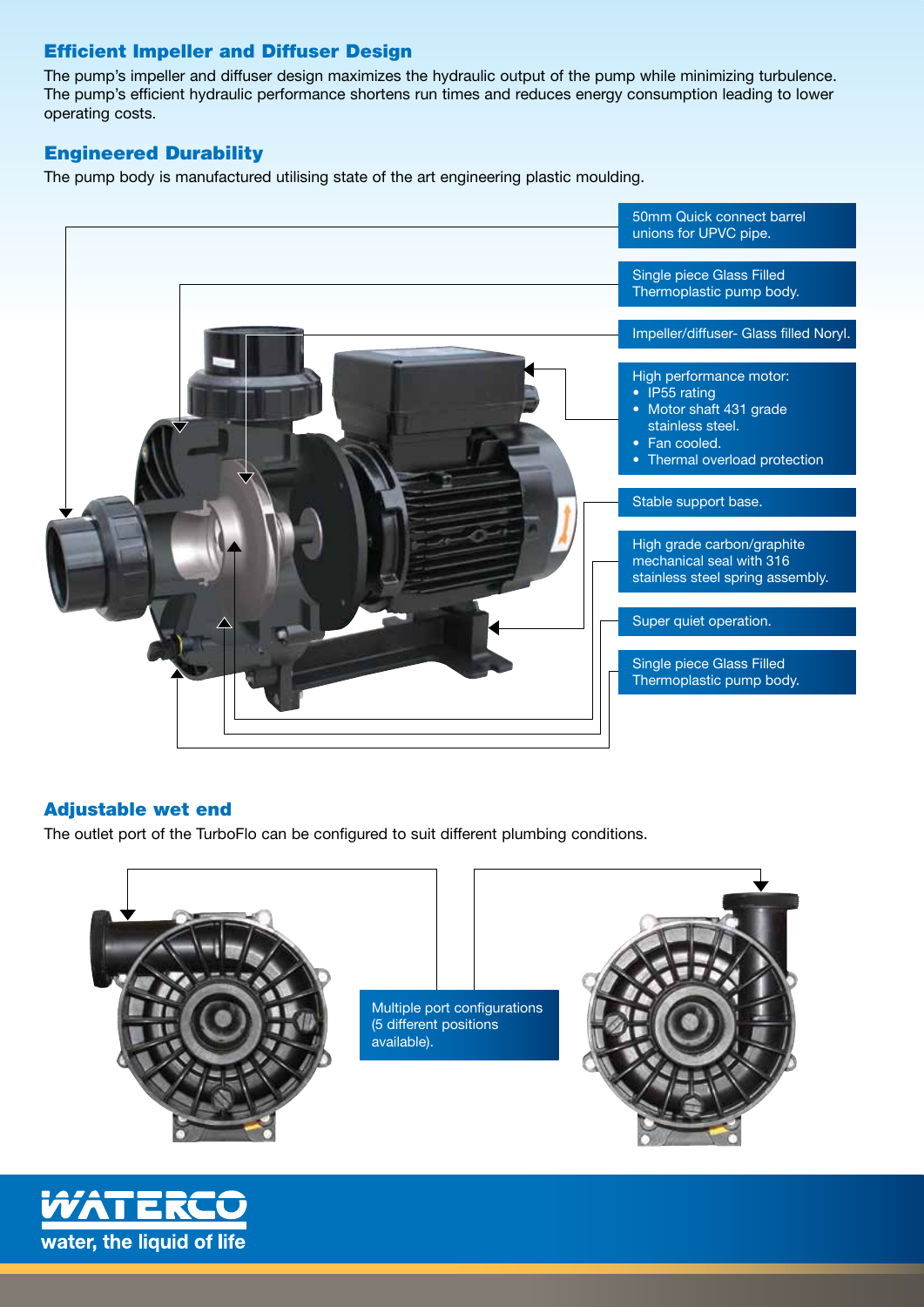## Efficient Impeller and Diffuser Design

The pump's impeller and diffuser design maximizes the hydraulic output of the pump while minimizing turbulence. The pump's efficient hydraulic performance shortens run times and reduces energy consumption leading to lower operating costs.

## Engineered Durability

The pump body is manufactured utilising state of the art engineering plastic moulding.

50mm Quick connect barrel unions for UPVC pipe.

Single piece Glass Filled Thermoplastic pump body.

Impeller/diffuser- Glass filled Noryl.

High performance motor:

- IP55 rating
- Motor shaft 431 grade stainless steel.
- Fan cooled.
- Thermal overload protection

Stable support base.

High grade carbon/graphite mechanical seal with 316 stainless steel spring assembly.

Super quiet operation.

Single piece Glass Filled Thermoplastic pump body.

## Adjustable wet end

The outlet port of the TurboFlo can be configured to suit different plumbing conditions.

Multiple port configurations (5 different positions available).

WATERCO

water, the liquid of life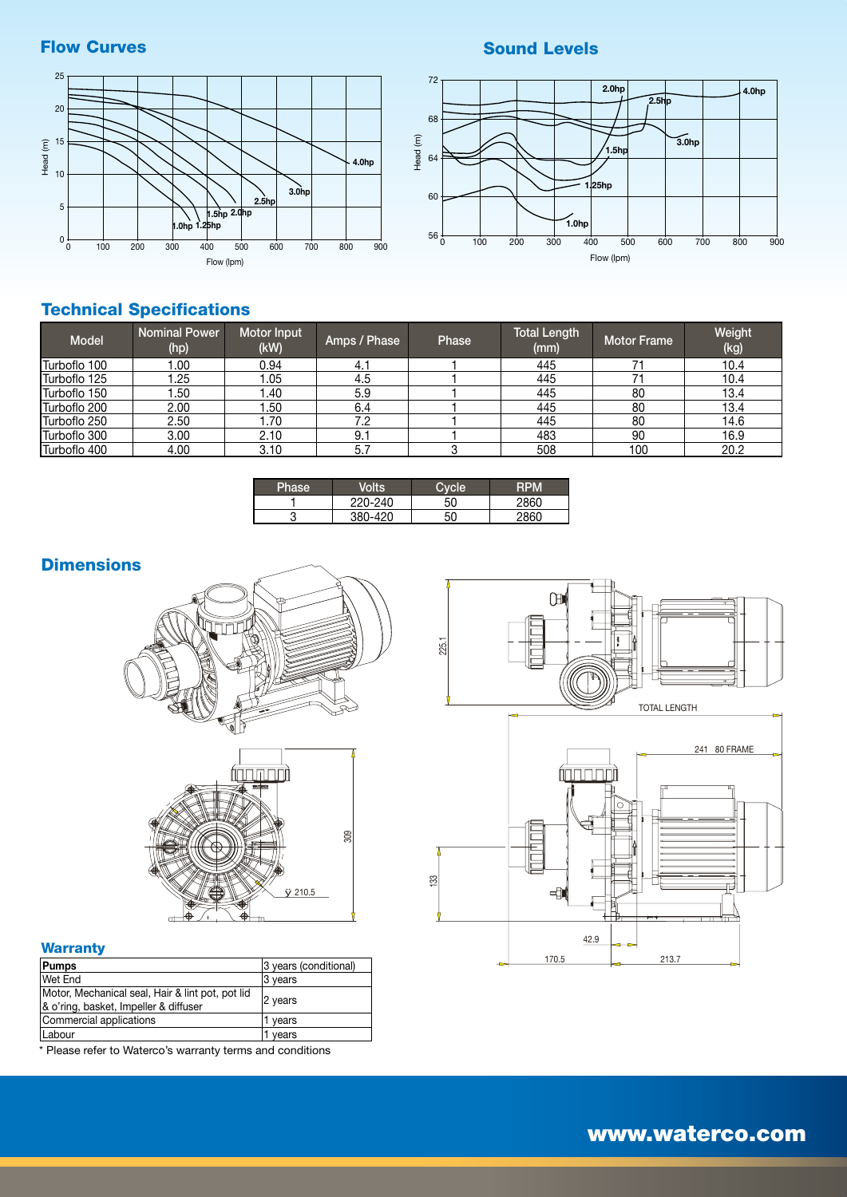## Flow Curves

## Sound Levels

## Technical Specifications

| Model | Nominal Power (hp) | Motor Input (kW) | Amps / Phase | Phase | Total Length (mm) | Motor Frame | Weight (kg) |
|---|---|---|---|---|---|---|---|
| Turboflo 100 | 1.00 | 0.94 | 4.1 | 1 | 445 | 71 | 10.4 |
| Turboflo 125 | 1.25 | 1.05 | 4.5 | 1 | 445 | 71 | 10.4 |
| Turboflo 150 | 1.50 | 1.40 | 5.9 | 1 | 445 | 80 | 13.4 |
| Turboflo 200 | 2.00 | 1.50 | 6.4 | 1 | 445 | 80 | 13.4 |
| Turboflo 250 | 2.50 | 1.70 | 7.2 | 1 | 445 | 80 | 14.6 |
| Turboflo 300 | 3.00 | 2.10 | 9.1 | 1 | 483 | 90 | 16.9 |
| Turboflo 400 | 4.00 | 3.10 | 5.7 | 3 | 508 | 100 | 20.2 |

| Phase | Volts | Cycle | RPM |
|---|---|---|---|
| 1 | 220-240 | 50 | 2860 |
| 3 | 380-420 | 50 | 2860 |

## Dimensions

## Warranty

| Pumps | 3 years (conditional) |
|---|---|
| Wet End | 3 years |
| Motor, Mechanical seal, Hair & lint pot, pot lid & o'ring, basket, Impeller & diffuser | 2 years |
| Commercial applications | 1 years |
| Labour | 1 years |

* Please refer to Waterco's warranty terms and conditions

**www.waterco.com**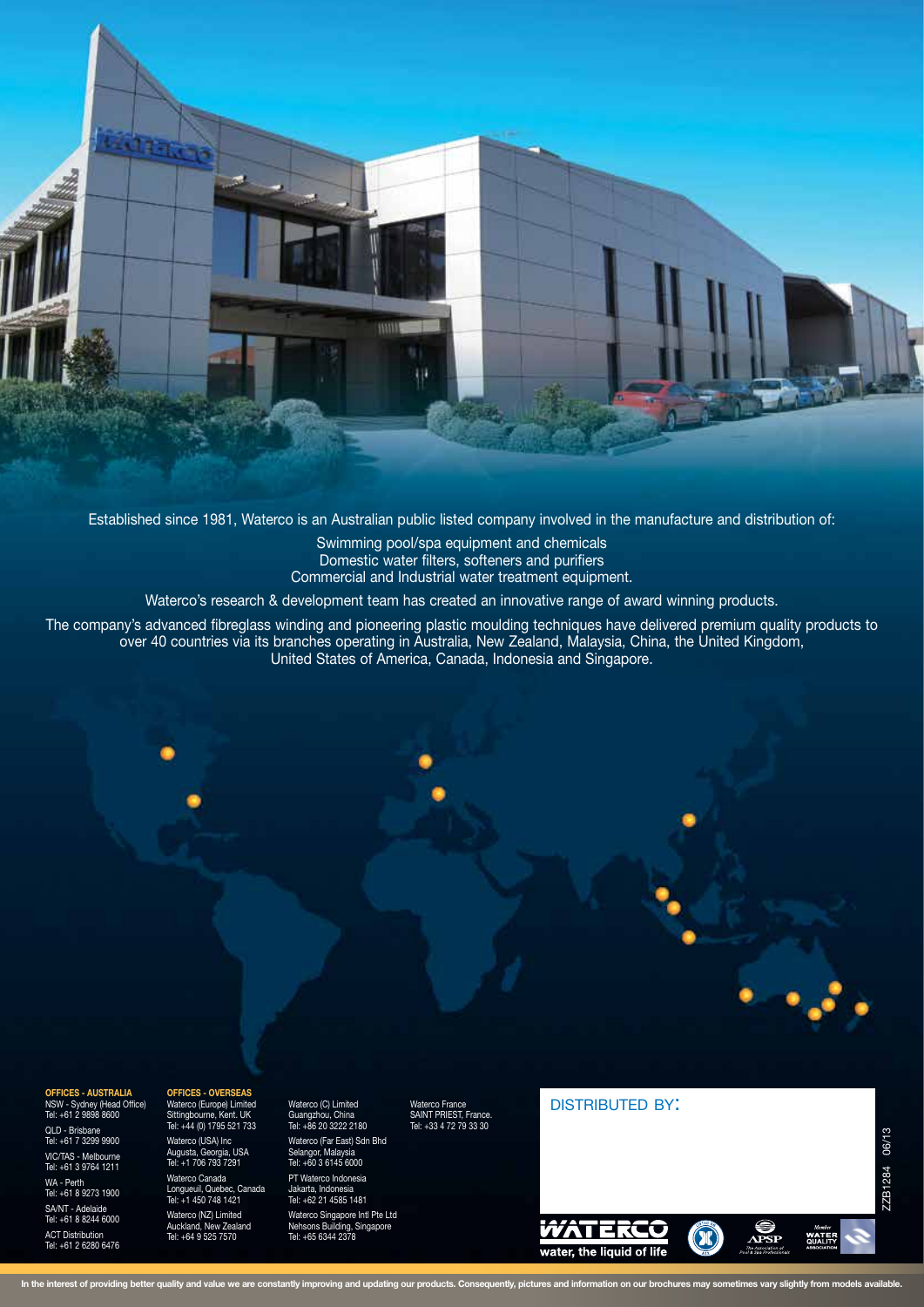Established since 1981, Waterco is an Australian public listed company involved in the manufacture and distribution of:

Swimming pool/spa equipment and chemicals
Domestic water filters, softeners and purifiers
Commercial and Industrial water treatment equipment.

Waterco's research & development team has created an innovative range of award winning products.

The company's advanced fibreglass winding and pioneering plastic moulding techniques have delivered premium quality products to over 40 countries via its branches operating in Australia, New Zealand, Malaysia, China, the United Kingdom, United States of America, Canada, Indonesia and Singapore.

**OFFICES - AUSTRALIA**

NSW - Sydney (Head Office)
Tel: +61 2 9898 8600

QLD - Brisbane
Tel: +61 7 3299 9900

VIC/TAS - Melbourne
Tel: +61 3 9764 1211

WA - Perth
Tel: +61 8 9273 1900

SA/NT - Adelaide
Tel: +61 8 8244 6000

ACT Distribution
Tel: +61 2 6280 6476

**OFFICES - OVERSEAS**

Waterco (Europe) Limited
Sittingbourne, Kent. UK
Tel: +44 (0) 1795 521 733

Waterco (USA) Inc
Augusta, Georgia, USA
Tel: +1 706 793 7291

Waterco Canada
Longueuil, Quebec, Canada
Tel: +1 450 748 1421

Waterco (NZ) Limited
Auckland, New Zealand
Tel: +64 9 525 7570

Waterco (C) Limited
Guangzhou, China
Tel: +86 20 3222 2180

Waterco (Far East) Sdn Bhd
Selangor, Malaysia
Tel: +60 3 6145 6000

PT Waterco Indonesia
Jakarta, Indonesia
Tel: +62 21 4585 1481

Waterco Singapore Intl Pte Ltd
Nehsons Building, Singapore
Tel: +65 6344 2378

Waterco France
SAINT PRIEST, France.
Tel: +33 4 72 79 33 30

DISTRIBUTED BY:

WATERCO
water, the liquid of life

ZZB1284 06/13

In the interest of providing better quality and value we are constantly improving and updating our products. Consequently, pictures and information on our brochures may sometimes vary slightly from models available.